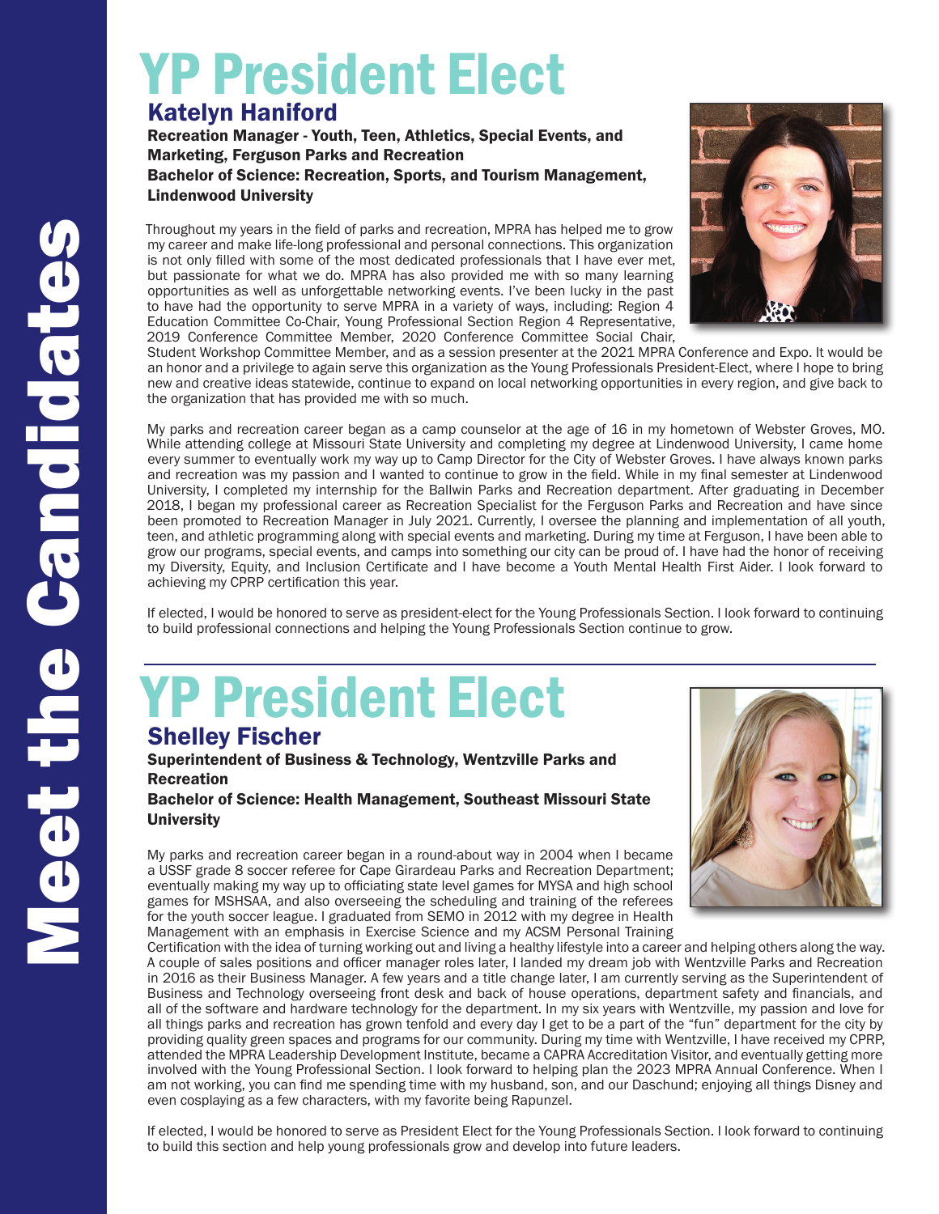# Meet the Candidates

## YP President Elect

### Katelyn Haniford

**Recreation Manager - Youth, Teen, Athletics, Special Events, and Marketing, Ferguson Parks and Recreation**
**Bachelor of Science: Recreation, Sports, and Tourism Management, Lindenwood University**

Throughout my years in the field of parks and recreation, MPRA has helped me to grow my career and make life-long professional and personal connections. This organization is not only filled with some of the most dedicated professionals that I have ever met, but passionate for what we do. MPRA has also provided me with so many learning opportunities as well as unforgettable networking events. I've been lucky in the past to have had the opportunity to serve MPRA in a variety of ways, including: Region 4 Education Committee Co-Chair, Young Professional Section Region 4 Representative, 2019 Conference Committee Member, 2020 Conference Committee Social Chair, Student Workshop Committee Member, and as a session presenter at the 2021 MPRA Conference and Expo. It would be an honor and a privilege to again serve this organization as the Young Professionals President-Elect, where I hope to bring new and creative ideas statewide, continue to expand on local networking opportunities in every region, and give back to the organization that has provided me with so much.

My parks and recreation career began as a camp counselor at the age of 16 in my hometown of Webster Groves, MO. While attending college at Missouri State University and completing my degree at Lindenwood University, I came home every summer to eventually work my way up to Camp Director for the City of Webster Groves. I have always known parks and recreation was my passion and I wanted to continue to grow in the field. While in my final semester at Lindenwood University, I completed my internship for the Ballwin Parks and Recreation department. After graduating in December 2018, I began my professional career as Recreation Specialist for the Ferguson Parks and Recreation and have since been promoted to Recreation Manager in July 2021. Currently, I oversee the planning and implementation of all youth, teen, and athletic programming along with special events and marketing. During my time at Ferguson, I have been able to grow our programs, special events, and camps into something our city can be proud of. I have had the honor of receiving my Diversity, Equity, and Inclusion Certificate and I have become a Youth Mental Health First Aider. I look forward to achieving my CPRP certification this year.

If elected, I would be honored to serve as president-elect for the Young Professionals Section. I look forward to continuing to build professional connections and helping the Young Professionals Section continue to grow.

---

## YP President Elect

### Shelley Fischer

**Superintendent of Business & Technology, Wentzville Parks and Recreation**
**Bachelor of Science: Health Management, Southeast Missouri State University**

My parks and recreation career began in a round-about way in 2004 when I became a USSF grade 8 soccer referee for Cape Girardeau Parks and Recreation Department; eventually making my way up to officiating state level games for MYSA and high school games for MSHSAA, and also overseeing the scheduling and training of the referees for the youth soccer league. I graduated from SEMO in 2012 with my degree in Health Management with an emphasis in Exercise Science and my ACSM Personal Training Certification with the idea of turning working out and living a healthy lifestyle into a career and helping others along the way. A couple of sales positions and officer manager roles later, I landed my dream job with Wentzville Parks and Recreation in 2016 as their Business Manager. A few years and a title change later, I am currently serving as the Superintendent of Business and Technology overseeing front desk and back of house operations, department safety and financials, and all of the software and hardware technology for the department. In my six years with Wentzville, my passion and love for all things parks and recreation has grown tenfold and every day I get to be a part of the "fun" department for the city by providing quality green spaces and programs for our community. During my time with Wentzville, I have received my CPRP, attended the MPRA Leadership Development Institute, became a CAPRA Accreditation Visitor, and eventually getting more involved with the Young Professional Section. I look forward to helping plan the 2023 MPRA Annual Conference. When I am not working, you can find me spending time with my husband, son, and our Daschund; enjoying all things Disney and even cosplaying as a few characters, with my favorite being Rapunzel.

If elected, I would be honored to serve as President Elect for the Young Professionals Section. I look forward to continuing to build this section and help young professionals grow and develop into future leaders.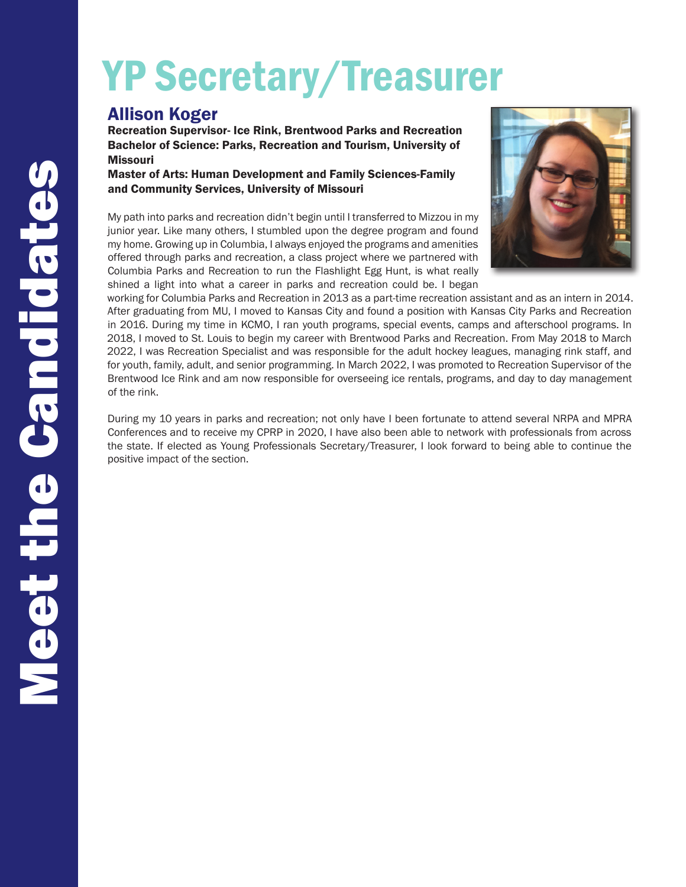# YP Secretary/Treasurer

## Allison Koger

**Recreation Supervisor- Ice Rink, Brentwood Parks and Recreation**
**Bachelor of Science: Parks, Recreation and Tourism, University of Missouri**
**Master of Arts: Human Development and Family Sciences-Family and Community Services, University of Missouri**

My path into parks and recreation didn't begin until I transferred to Mizzou in my junior year. Like many others, I stumbled upon the degree program and found my home. Growing up in Columbia, I always enjoyed the programs and amenities offered through parks and recreation, a class project where we partnered with Columbia Parks and Recreation to run the Flashlight Egg Hunt, is what really shined a light into what a career in parks and recreation could be. I began working for Columbia Parks and Recreation in 2013 as a part-time recreation assistant and as an intern in 2014. After graduating from MU, I moved to Kansas City and found a position with Kansas City Parks and Recreation in 2016. During my time in KCMO, I ran youth programs, special events, camps and afterschool programs. In 2018, I moved to St. Louis to begin my career with Brentwood Parks and Recreation. From May 2018 to March 2022, I was Recreation Specialist and was responsible for the adult hockey leagues, managing rink staff, and for youth, family, adult, and senior programming. In March 2022, I was promoted to Recreation Supervisor of the Brentwood Ice Rink and am now responsible for overseeing ice rentals, programs, and day to day management of the rink.

During my 10 years in parks and recreation; not only have I been fortunate to attend several NRPA and MPRA Conferences and to receive my CPRP in 2020, I have also been able to network with professionals from across the state. If elected as Young Professionals Secretary/Treasurer, I look forward to being able to continue the positive impact of the section.